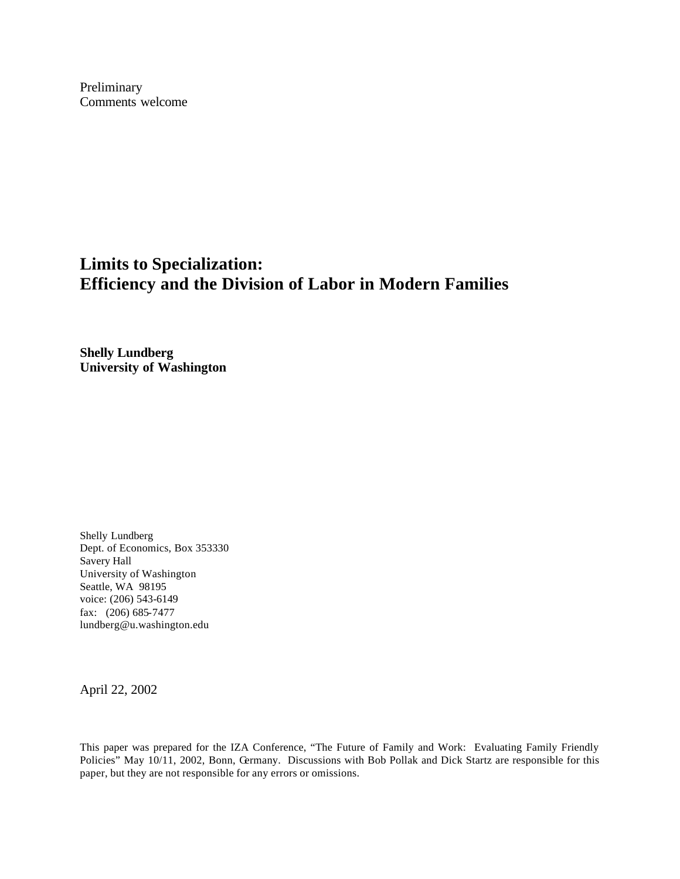Preliminary
Comments welcome

# Limits to Specialization: Efficiency and the Division of Labor in Modern Families

**Shelly Lundberg**
**University of Washington**

Shelly Lundberg
Dept. of Economics, Box 353330
Savery Hall
University of Washington
Seattle, WA 98195
voice: (206) 543-6149
fax: (206) 685-7477
lundberg@u.washington.edu

April 22, 2002

This paper was prepared for the IZA Conference, "The Future of Family and Work: Evaluating Family Friendly Policies" May 10/11, 2002, Bonn, Germany. Discussions with Bob Pollak and Dick Startz are responsible for this paper, but they are not responsible for any errors or omissions.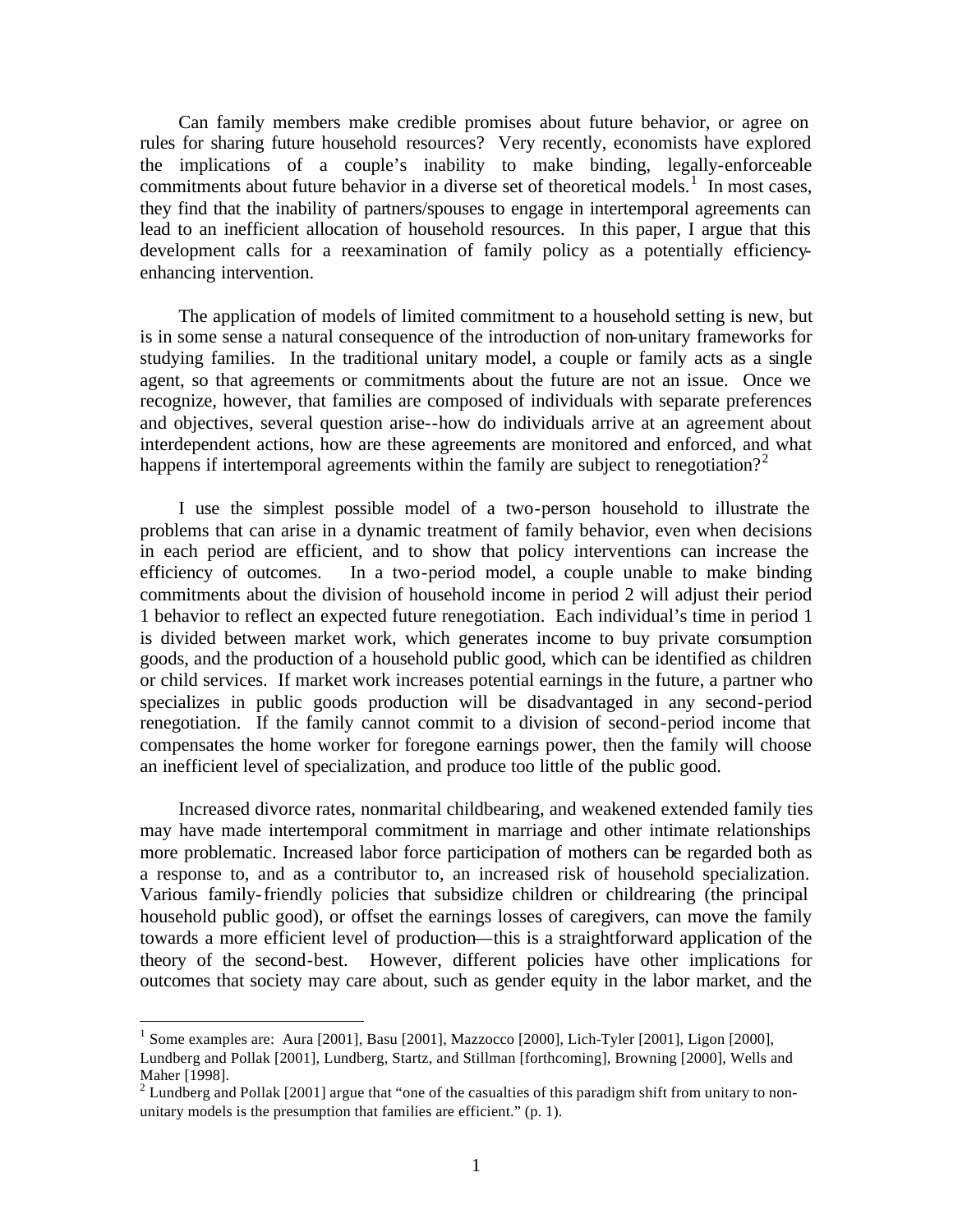Can family members make credible promises about future behavior, or agree on rules for sharing future household resources? Very recently, economists have explored the implications of a couple's inability to make binding, legally-enforceable commitments about future behavior in a diverse set of theoretical models.[1] In most cases, they find that the inability of partners/spouses to engage in intertemporal agreements can lead to an inefficient allocation of household resources. In this paper, I argue that this development calls for a reexamination of family policy as a potentially efficiency-enhancing intervention.

The application of models of limited commitment to a household setting is new, but is in some sense a natural consequence of the introduction of non-unitary frameworks for studying families. In the traditional unitary model, a couple or family acts as a single agent, so that agreements or commitments about the future are not an issue. Once we recognize, however, that families are composed of individuals with separate preferences and objectives, several question arise--how do individuals arrive at an agreement about interdependent actions, how are these agreements are monitored and enforced, and what happens if intertemporal agreements within the family are subject to renegotiation?[2]

I use the simplest possible model of a two-person household to illustrate the problems that can arise in a dynamic treatment of family behavior, even when decisions in each period are efficient, and to show that policy interventions can increase the efficiency of outcomes. In a two-period model, a couple unable to make binding commitments about the division of household income in period 2 will adjust their period 1 behavior to reflect an expected future renegotiation. Each individual's time in period 1 is divided between market work, which generates income to buy private consumption goods, and the production of a household public good, which can be identified as children or child services. If market work increases potential earnings in the future, a partner who specializes in public goods production will be disadvantaged in any second-period renegotiation. If the family cannot commit to a division of second-period income that compensates the home worker for foregone earnings power, then the family will choose an inefficient level of specialization, and produce too little of the public good.

Increased divorce rates, nonmarital childbearing, and weakened extended family ties may have made intertemporal commitment in marriage and other intimate relationships more problematic. Increased labor force participation of mothers can be regarded both as a response to, and as a contributor to, an increased risk of household specialization. Various family-friendly policies that subsidize children or childrearing (the principal household public good), or offset the earnings losses of caregivers, can move the family towards a more efficient level of production—this is a straightforward application of the theory of the second-best. However, different policies have other implications for outcomes that society may care about, such as gender equity in the labor market, and the

[1] Some examples are: Aura [2001], Basu [2001], Mazzocco [2000], Lich-Tyler [2001], Ligon [2000], Lundberg and Pollak [2001], Lundberg, Startz, and Stillman [forthcoming], Browning [2000], Wells and Maher [1998].

[2] Lundberg and Pollak [2001] argue that "one of the casualties of this paradigm shift from unitary to non-unitary models is the presumption that families are efficient." (p. 1).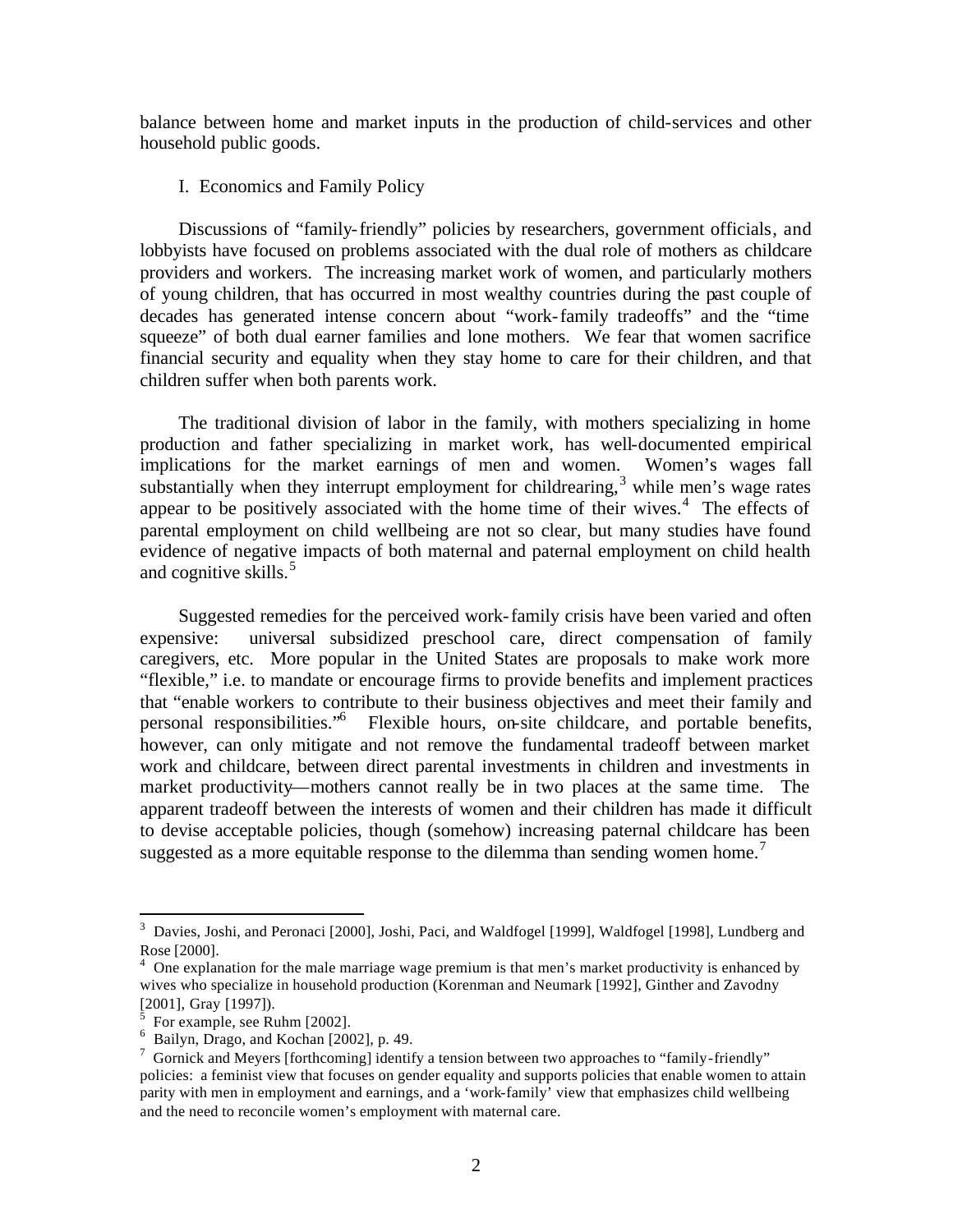balance between home and market inputs in the production of child-services and other household public goods.

## I. Economics and Family Policy

Discussions of "family-friendly" policies by researchers, government officials, and lobbyists have focused on problems associated with the dual role of mothers as childcare providers and workers. The increasing market work of women, and particularly mothers of young children, that has occurred in most wealthy countries during the past couple of decades has generated intense concern about "work-family tradeoffs" and the "time squeeze" of both dual earner families and lone mothers. We fear that women sacrifice financial security and equality when they stay home to care for their children, and that children suffer when both parents work.

The traditional division of labor in the family, with mothers specializing in home production and father specializing in market work, has well-documented empirical implications for the market earnings of men and women. Women's wages fall substantially when they interrupt employment for childrearing,[3] while men's wages rates appear to be positively associated with the home time of their wives.[4] The effects of parental employment on child wellbeing are not so clear, but many studies have found evidence of negative impacts of both maternal and paternal employment on child health and cognitive skills.[5]

Suggested remedies for the perceived work-family crisis have been varied and often expensive: universal subsidized preschool care, direct compensation of family caregivers, etc. More popular in the United States are proposals to make work more "flexible," i.e. to mandate or encourage firms to provide benefits and implement practices that "enable workers to contribute to their business objectives and meet their family and personal responsibilities."[6] Flexible hours, on-site childcare, and portable benefits, however, can only mitigate and not remove the fundamental tradeoff between market work and childcare, between direct parental investments in children and investments in market productivity—mothers cannot really be in two places at the same time. The apparent tradeoff between the interests of women and their children has made it difficult to devise acceptable policies, though (somehow) increasing paternal childcare has been suggested as a more equitable response to the dilemma than sending women home.[7]

---

[3] Davies, Joshi, and Peronaci [2000], Joshi, Paci, and Waldfogel [1999], Waldfogel [1998], Lundberg and Rose [2000].

[4] One explanation for the male marriage wage premium is that men's market productivity is enhanced by wives who specialize in household production (Korenman and Neumark [1992], Ginther and Zavodny [2001], Gray [1997]).

[5] For example, see Ruhm [2002].

[6] Bailyn, Drago, and Kochan [2002], p. 49.

[7] Gornick and Meyers [forthcoming] identify a tension between two approaches to "family-friendly" policies: a feminist view that focuses on gender equality and supports policies that enable women to attain parity with men in employment and earnings, and a 'work-family' view that emphasizes child wellbeing and the need to reconcile women's employment with maternal care.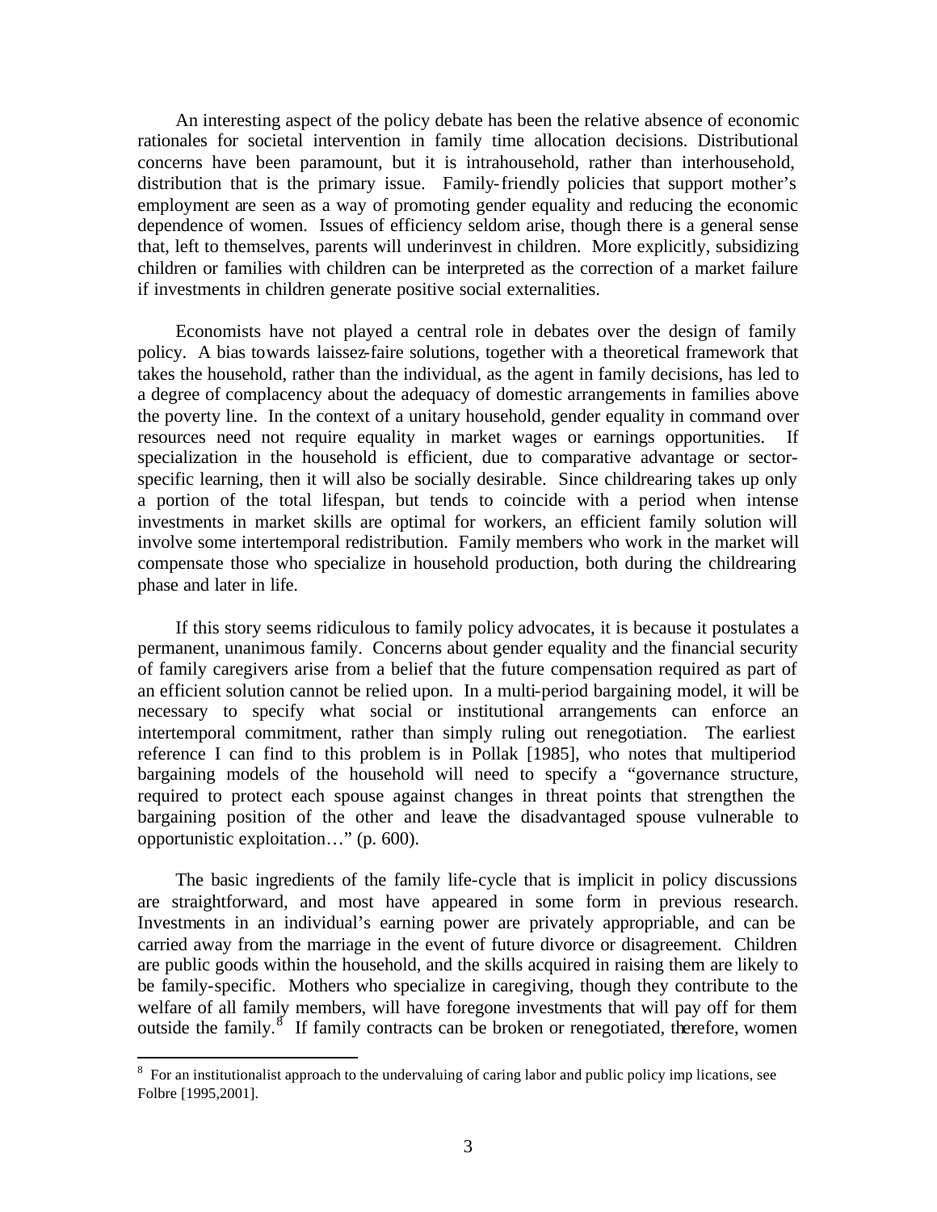An interesting aspect of the policy debate has been the relative absence of economic rationales for societal intervention in family time allocation decisions. Distributional concerns have been paramount, but it is intrahousehold, rather than interhousehold, distribution that is the primary issue. Family-friendly policies that support mother's employment are seen as a way of promoting gender equality and reducing the economic dependence of women. Issues of efficiency seldom arise, though there is a general sense that, left to themselves, parents will underinvest in children. More explicitly, subsidizing children or families with children can be interpreted as the correction of a market failure if investments in children generate positive social externalities.

Economists have not played a central role in debates over the design of family policy. A bias towards laissez-faire solutions, together with a theoretical framework that takes the household, rather than the individual, as the agent in family decisions, has led to a degree of complacency about the adequacy of domestic arrangements in families above the poverty line. In the context of a unitary household, gender equality in command over resources need not require equality in market wages or earnings opportunities. If specialization in the household is efficient, due to comparative advantage or sector-specific learning, then it will also be socially desirable. Since childrearing takes up only a portion of the total lifespan, but tends to coincide with a period when intense investments in market skills are optimal for workers, an efficient family solution will involve some intertemporal redistribution. Family members who work in the market will compensate those who specialize in household production, both during the childrearing phase and later in life.

If this story seems ridiculous to family policy advocates, it is because it postulates a permanent, unanimous family. Concerns about gender equality and the financial security of family caregivers arise from a belief that the future compensation required as part of an efficient solution cannot be relied upon. In a multi-period bargaining model, it will be necessary to specify what social or institutional arrangements can enforce an intertemporal commitment, rather than simply ruling out renegotiation. The earliest reference I can find to this problem is in Pollak [1985], who notes that multiperiod bargaining models of the household will need to specify a "governance structure, required to protect each spouse against changes in threat points that strengthen the bargaining position of the other and leave the disadvantaged spouse vulnerable to opportunistic exploitation…" (p. 600).

The basic ingredients of the family life-cycle that is implicit in policy discussions are straightforward, and most have appeared in some form in previous research. Investments in an individual's earning power are privately appropriable, and can be carried away from the marriage in the event of future divorce or disagreement. Children are public goods within the household, and the skills acquired in raising them are likely to be family-specific. Mothers who specialize in caregiving, though they contribute to the welfare of all family members, will have foregone investments that will pay off for them outside the family.[8] If family contracts can be broken or renegotiated, therefore, women

[8] For an institutionalist approach to the undervaluing of caring labor and public policy implications, see Folbre [1995,2001].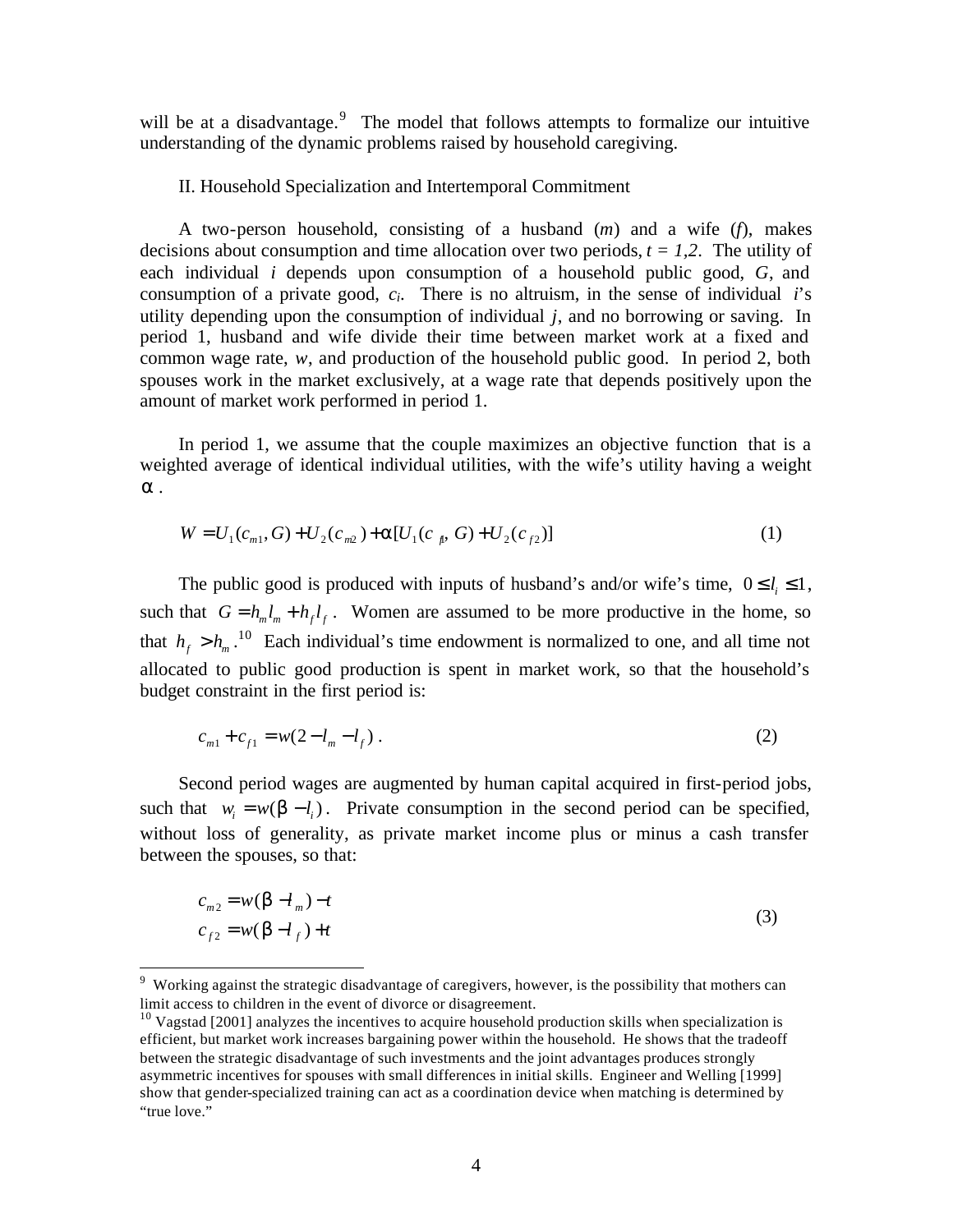will be at a disadvantage.[9] The model that follows attempts to formalize our intuitive understanding of the dynamic problems raised by household caregiving.

## II. Household Specialization and Intertemporal Commitment

A two-person household, consisting of a husband ($m$) and a wife ($f$), makes decisions about consumption and time allocation over two periods, $t = 1,2$. The utility of each individual $i$ depends upon consumption of a household public good, $G$, and consumption of a private good, $c_i$. There is no altruism, in the sense of individual $i$'s utility depending upon the consumption of individual $j$, and no borrowing or saving. In period 1, husband and wife divide their time between market work at a fixed and common wage rate, $w$, and production of the household public good. In period 2, both spouses work in the market exclusively, at a wage rate that depends positively upon the amount of market work performed in period 1.

In period 1, we assume that the couple maximizes an objective function that is a weighted average of identical individual utilities, with the wife's utility having a weight $\alpha$.

$$W = U_1(c_{m1}, G) + U_2(c_{m2}) + \alpha[U_1(c_{f1}, G) + U_2(c_{f2})] \tag{1}$$

The public good is produced with inputs of husband's and/or wife's time, $0 \leq l_i \leq 1$, such that $G = h_m l_m + h_f l_f$. Women are assumed to be more productive in the home, so that $h_f > h_m$.[10] Each individual's time endowment is normalized to one, and all time not allocated to public good production is spent in market work, so that the household's budget constraint in the first period is:

$$c_{m1} + c_{f1} = w(2 - l_m - l_f)\,. \tag{2}$$

Second period wages are augmented by human capital acquired in first-period jobs, such that $w_i = w(\beta - l_i)$. Private consumption in the second period can be specified, without loss of generality, as private market income plus or minus a cash transfer between the spouses, so that:

$$\begin{aligned} c_{m2} &= w(\beta - l_m) - t \\ c_{f2} &= w(\beta - l_f) + t \end{aligned} \tag{3}$$

---

[9] Working against the strategic disadvantage of caregivers, however, is the possibility that mothers can limit access to children in the event of divorce or disagreement.

[10] Vagstad [2001] analyzes the incentives to acquire household production skills when specialization is efficient, but market work increases bargaining power within the household. He shows that the tradeoff between the strategic disadvantage of such investments and the joint advantages produces strongly asymmetric incentives for spouses with small differences in initial skills. Engineer and Welling [1999] show that gender-specialized training can act as a coordination device when matching is determined by "true love."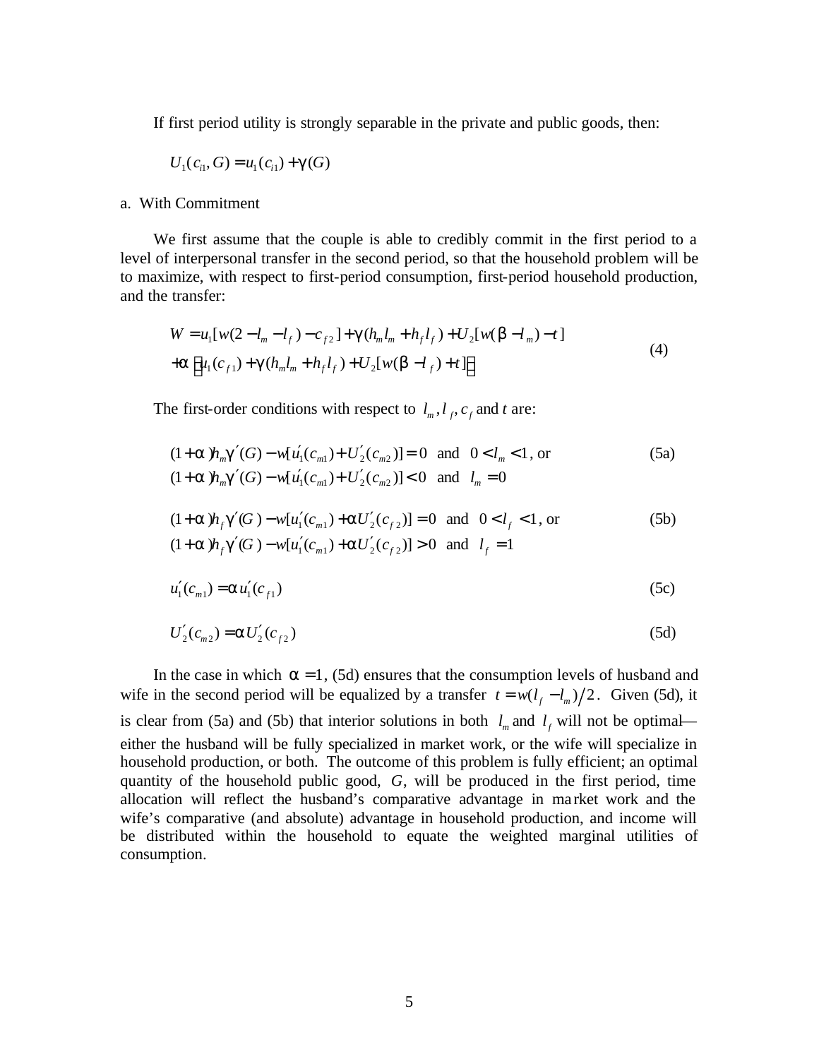If first period utility is strongly separable in the private and public goods, then:

$$U_1(c_{i1}, G) = u_1(c_{i1}) + \gamma(G)$$

a. With Commitment

We first assume that the couple is able to credibly commit in the first period to a level of interpersonal transfer in the second period, so that the household problem will be to maximize, with respect to first-period consumption, first-period household production, and the transfer:

$$\begin{aligned} W &= u_1[w(2 - l_m - l_f) - c_{f2}] + \gamma(h_m l_m + h_f l_f) + U_2[w(\beta - l_m) - t] \\ &+ \alpha\left[u_1(c_{f1}) + \gamma(h_m l_m + h_f l_f) + U_2[w(\beta - l_f) + t]\right] \end{aligned} \tag{4}$$

The first-order conditions with respect to $l_m, l_f, c_f$ and $t$ are:

$$(1+\alpha)h_m\gamma'(G) - w[u_1'(c_{m1}) + U_2'(c_{m2})] = 0 \;\text{ and }\; 0 < l_m < 1, \text{ or} \tag{5a}$$
$$(1+\alpha)h_m\gamma'(G) - w[u_1'(c_{m1}) + U_2'(c_{m2})] < 0 \;\text{ and }\; l_m = 0$$

$$(1+\alpha)h_f\gamma'(G) - w[u_1'(c_{m1}) + \alpha U_2'(c_{f2})] = 0 \;\text{ and }\; 0 < l_f < 1, \text{ or} \tag{5b}$$
$$(1+\alpha)h_f\gamma'(G) - w[u_1'(c_{m1}) + \alpha U_2'(c_{f2})] > 0 \;\text{ and }\; l_f = 1$$

$$u_1'(c_{m1}) = \alpha u_1'(c_{f1}) \tag{5c}$$

$$U_2'(c_{m2}) = \alpha U_2'(c_{f2}) \tag{5d}$$

In the case in which $\alpha = 1$, (5d) ensures that the consumption levels of husband and wife in the second period will be equalized by a transfer $t = w(l_f - l_m)/2$. Given (5d), it is clear from (5a) and (5b) that interior solutions in both $l_m$ and $l_f$ will not be optimal—either the husband will be fully specialized in market work, or the wife will specialize in household production, or both. The outcome of this problem is fully efficient; an optimal quantity of the household public good, $G$, will be produced in the first period, time allocation will reflect the husband's comparative advantage in market work and the wife's comparative (and absolute) advantage in household production, and income will be distributed within the household to equate the weighted marginal utilities of consumption.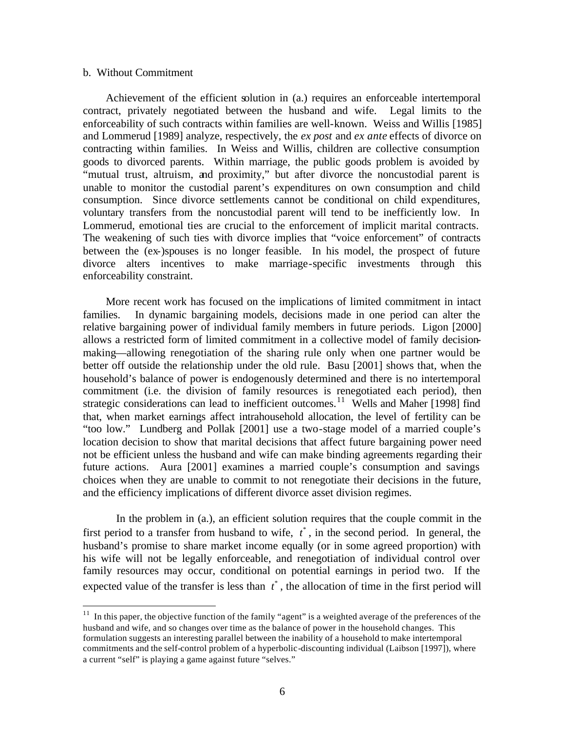b. Without Commitment

Achievement of the efficient solution in (a.) requires an enforceable intertemporal contract, privately negotiated between the husband and wife. Legal limits to the enforceability of such contracts within families are well-known. Weiss and Willis [1985] and Lommerud [1989] analyze, respectively, the *ex post* and *ex ante* effects of divorce on contracting within families. In Weiss and Willis, children are collective consumption goods to divorced parents. Within marriage, the public goods problem is avoided by "mutual trust, altruism, and proximity," but after divorce the noncustodial parent is unable to monitor the custodial parent's expenditures on own consumption and child consumption. Since divorce settlements cannot be conditional on child expenditures, voluntary transfers from the noncustodial parent will tend to be inefficiently low. In Lommerud, emotional ties are crucial to the enforcement of implicit marital contracts. The weakening of such ties with divorce implies that "voice enforcement" of contracts between the (ex-)spouses is no longer feasible. In his model, the prospect of future divorce alters incentives to make marriage-specific investments through this enforceability constraint.

More recent work has focused on the implications of limited commitment in intact families. In dynamic bargaining models, decisions made in one period can alter the relative bargaining power of individual family members in future periods. Ligon [2000] allows a restricted form of limited commitment in a collective model of family decision-making—allowing renegotiation of the sharing rule only when one partner would be better off outside the relationship under the old rule. Basu [2001] shows that, when the household's balance of power is endogenously determined and there is no intertemporal commitment (i.e. the division of family resources is renegotiated each period), then strategic considerations can lead to inefficient outcomes.[11] Wells and Maher [1998] find that, when market earnings affect intrahousehold allocation, the level of fertility can be "too low." Lundberg and Pollak [2001] use a two-stage model of a married couple's location decision to show that marital decisions that affect future bargaining power need not be efficient unless the husband and wife can make binding agreements regarding their future actions. Aura [2001] examines a married couple's consumption and savings choices when they are unable to commit to not renegotiate their decisions in the future, and the efficiency implications of different divorce asset division regimes.

In the problem in (a.), an efficient solution requires that the couple commit in the first period to a transfer from husband to wife, $t^*$, in the second period. In general, the husband's promise to share market income equally (or in some agreed proportion) with his wife will not be legally enforceable, and renegotiation of individual control over family resources may occur, conditional on potential earnings in period two. If the expected value of the transfer is less than $t^*$, the allocation of time in the first period will

[11] In this paper, the objective function of the family "agent" is a weighted average of the preferences of the husband and wife, and so changes over time as the balance of power in the household changes. This formulation suggests an interesting parallel between the inability of a household to make intertemporal commitments and the self-control problem of a hyperbolic-discounting individual (Laibson [1997]), where a current "self" is playing a game against future "selves."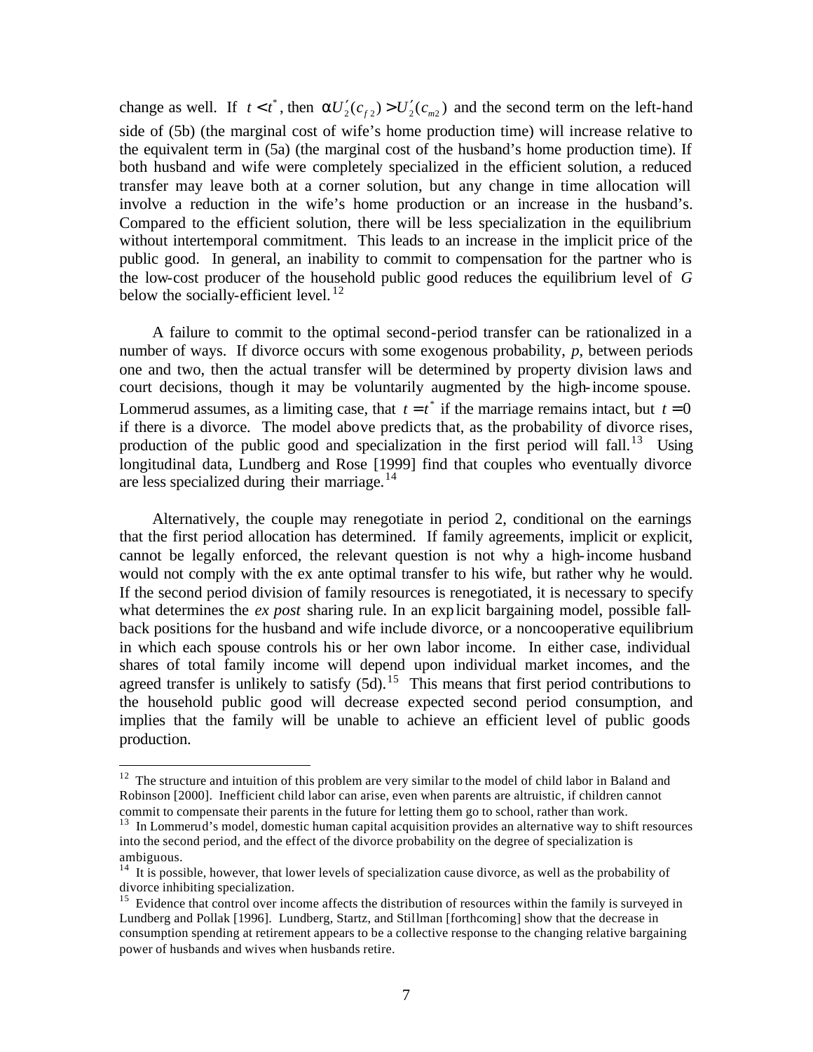change as well. If $t < t^*$, then $\alpha U_2'(c_{f2}) > U_2'(c_{m2})$ and the second term on the left-hand side of (5b) (the marginal cost of wife's home production time) will increase relative to the equivalent term in (5a) (the marginal cost of the husband's home production time). If both husband and wife were completely specialized in the efficient solution, a reduced transfer may leave both at a corner solution, but any change in time allocation will involve a reduction in the wife's home production or an increase in the husband's. Compared to the efficient solution, there will be less specialization in the equilibrium without intertemporal commitment. This leads to an increase in the implicit price of the public good. In general, an inability to commit to compensation for the partner who is the low-cost producer of the household public good reduces the equilibrium level of $G$ below the socially-efficient level.[12]

A failure to commit to the optimal second-period transfer can be rationalized in a number of ways. If divorce occurs with some exogenous probability, $p$, between periods one and two, then the actual transfer will be determined by property division laws and court decisions, though it may be voluntarily augmented by the high-income spouse. Lommerud assumes, as a limiting case, that $t = t^*$ if the marriage remains intact, but $t = 0$ if there is a divorce. The model above predicts that, as the probability of divorce rises, production of the public good and specialization in the first period will fall.[13] Using longitudinal data, Lundberg and Rose [1999] find that couples who eventually divorce are less specialized during their marriage.[14]

Alternatively, the couple may renegotiate in period 2, conditional on the earnings that the first period allocation has determined. If family agreements, implicit or explicit, cannot be legally enforced, the relevant question is not why a high-income husband would not comply with the ex ante optimal transfer to his wife, but rather why he would. If the second period division of family resources is renegotiated, it is necessary to specify what determines the *ex post* sharing rule. In an explicit bargaining model, possible fall-back positions for the husband and wife include divorce, or a noncooperative equilibrium in which each spouse controls his or her own labor income. In either case, individual shares of total family income will depend upon individual market incomes, and the agreed transfer is unlikely to satisfy (5d).[15] This means that first period contributions to the household public good will decrease expected second period consumption, and implies that the family will be unable to achieve an efficient level of public goods production.

---

[12] The structure and intuition of this problem are very similar to the model of child labor in Baland and Robinson [2000]. Inefficient child labor can arise, even when parents are altruistic, if children cannot commit to compensate their parents in the future for letting them go to school, rather than work.

[13] In Lommerud's model, domestic human capital acquisition provides an alternative way to shift resources into the second period, and the effect of the divorce probability on the degree of specialization is ambiguous.

[14] It is possible, however, that lower levels of specialization cause divorce, as well as the probability of divorce inhibiting specialization.

[15] Evidence that control over income affects the distribution of resources within the family is surveyed in Lundberg and Pollak [1996]. Lundberg, Startz, and Stillman [forthcoming] show that the decrease in consumption spending at retirement appears to be a collective response to the changing relative bargaining power of husbands and wives when husbands retire.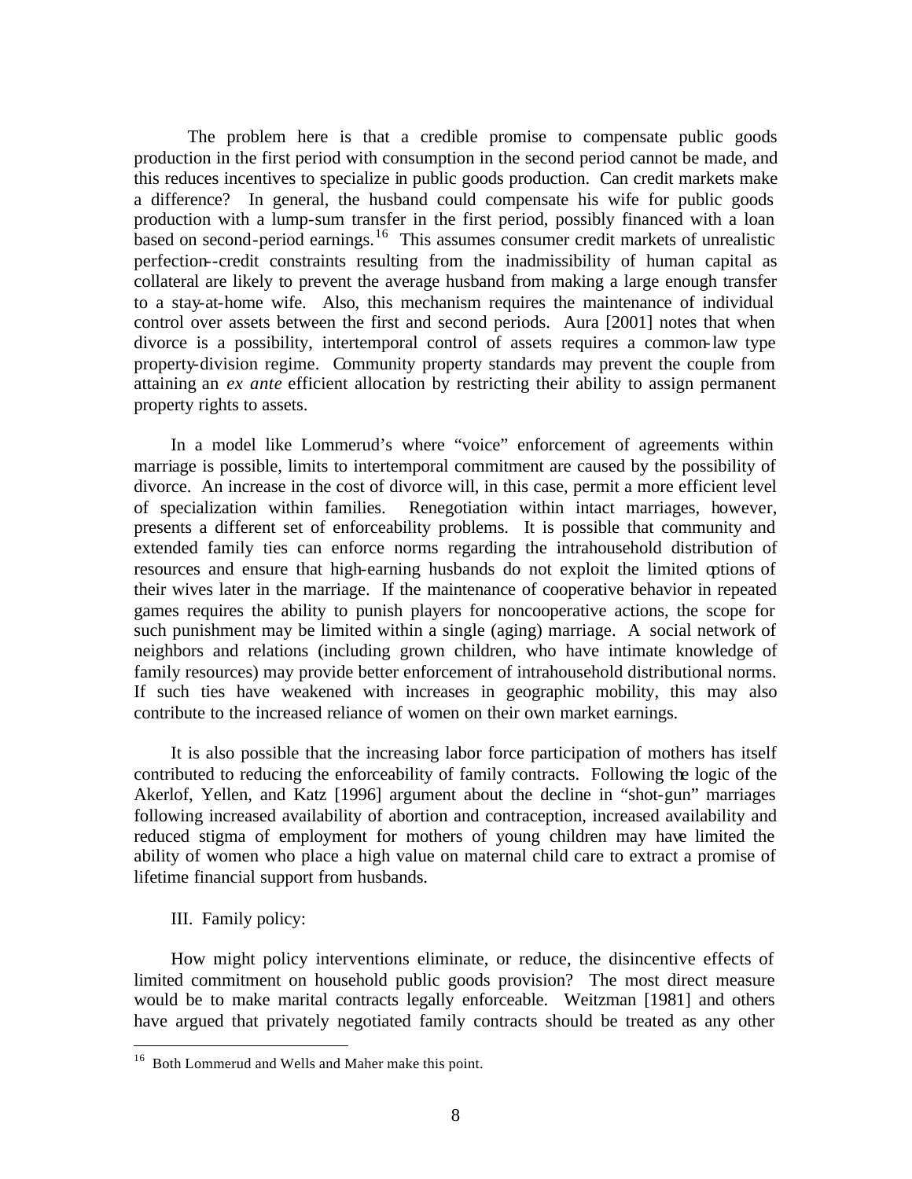The problem here is that a credible promise to compensate public goods production in the first period with consumption in the second period cannot be made, and this reduces incentives to specialize in public goods production. Can credit markets make a difference? In general, the husband could compensate his wife for public goods production with a lump-sum transfer in the first period, possibly financed with a loan based on second-period earnings.[16] This assumes consumer credit markets of unrealistic perfection--credit constraints resulting from the inadmissibility of human capital as collateral are likely to prevent the average husband from making a large enough transfer to a stay-at-home wife. Also, this mechanism requires the maintenance of individual control over assets between the first and second periods. Aura [2001] notes that when divorce is a possibility, intertemporal control of assets requires a common-law type property-division regime. Community property standards may prevent the couple from attaining an *ex ante* efficient allocation by restricting their ability to assign permanent property rights to assets.

In a model like Lommerud's where "voice" enforcement of agreements within marriage is possible, limits to intertemporal commitment are caused by the possibility of divorce. An increase in the cost of divorce will, in this case, permit a more efficient level of specialization within families. Renegotiation within intact marriages, however, presents a different set of enforceability problems. It is possible that community and extended family ties can enforce norms regarding the intrahousehold distribution of resources and ensure that high-earning husbands do not exploit the limited options of their wives later in the marriage. If the maintenance of cooperative behavior in repeated games requires the ability to punish players for noncooperative actions, the scope for such punishment may be limited within a single (aging) marriage. A social network of neighbors and relations (including grown children, who have intimate knowledge of family resources) may provide better enforcement of intrahousehold distributional norms. If such ties have weakened with increases in geographic mobility, this may also contribute to the increased reliance of women on their own market earnings.

It is also possible that the increasing labor force participation of mothers has itself contributed to reducing the enforceability of family contracts. Following the logic of the Akerlof, Yellen, and Katz [1996] argument about the decline in "shot-gun" marriages following increased availability of abortion and contraception, increased availability and reduced stigma of employment for mothers of young children may have limited the ability of women who place a high value on maternal child care to extract a promise of lifetime financial support from husbands.

## III. Family policy:

How might policy interventions eliminate, or reduce, the disincentive effects of limited commitment on household public goods provision? The most direct measure would be to make marital contracts legally enforceable. Weitzman [1981] and others have argued that privately negotiated family contracts should be treated as any other

[16] Both Lommerud and Wells and Maher make this point.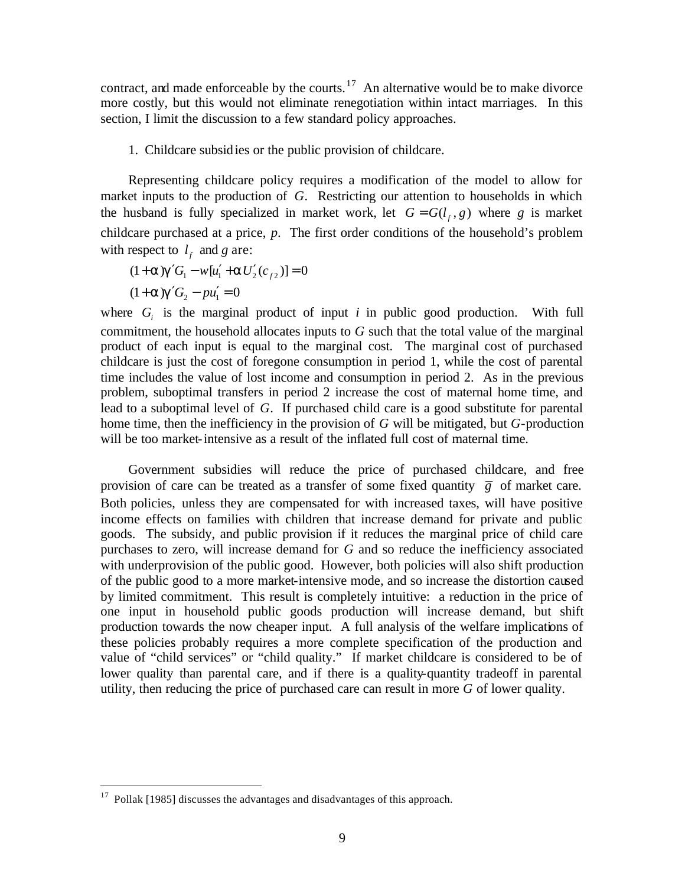contract, and made enforceable by the courts.[17] An alternative would be to make divorce more costly, but this would not eliminate renegotiation within intact marriages. In this section, I limit the discussion to a few standard policy approaches.

1. Childcare subsidies or the public provision of childcare.

Representing childcare policy requires a modification of the model to allow for market inputs to the production of *G*. Restricting our attention to households in which the husband is fully specialized in market work, let $G = G(l_f, g)$ where *g* is market childcare purchased at a price, *p*. The first order conditions of the household's problem with respect to $l_f$ and *g* are:

$$(1+\alpha)\gamma' G_1 - w[u_1' + \alpha U_2'(c_{f2})] = 0$$

$$(1+\alpha)\gamma' G_2 - pu_1' = 0$$

where $G_i$ is the marginal product of input *i* in public good production. With full commitment, the household allocates inputs to *G* such that the total value of the marginal product of each input is equal to the marginal cost. The marginal cost of purchased childcare is just the cost of foregone consumption in period 1, while the cost of parental time includes the value of lost income and consumption in period 2. As in the previous problem, suboptimal transfers in period 2 increase the cost of maternal home time, and lead to a suboptimal level of *G*. If purchased child care is a good substitute for parental home time, then the inefficiency in the provision of *G* will be mitigated, but *G*-production will be too market-intensive as a result of the inflated full cost of maternal time.

Government subsidies will reduce the price of purchased childcare, and free provision of care can be treated as a transfer of some fixed quantity $\bar{g}$ of market care. Both policies, unless they are compensated for with increased taxes, will have positive income effects on families with children that increase demand for private and public goods. The subsidy, and public provision if it reduces the marginal price of child care purchases to zero, will increase demand for *G* and so reduce the inefficiency associated with underprovision of the public good. However, both policies will also shift production of the public good to a more market-intensive mode, and so increase the distortion caused by limited commitment. This result is completely intuitive: a reduction in the price of one input in household public goods production will increase demand, but shift production towards the now cheaper input. A full analysis of the welfare implications of these policies probably requires a more complete specification of the production and value of "child services" or "child quality." If market childcare is considered to be of lower quality than parental care, and if there is a quality-quantity tradeoff in parental utility, then reducing the price of purchased care can result in more *G* of lower quality.

---

[17] Pollak [1985] discusses the advantages and disadvantages of this approach.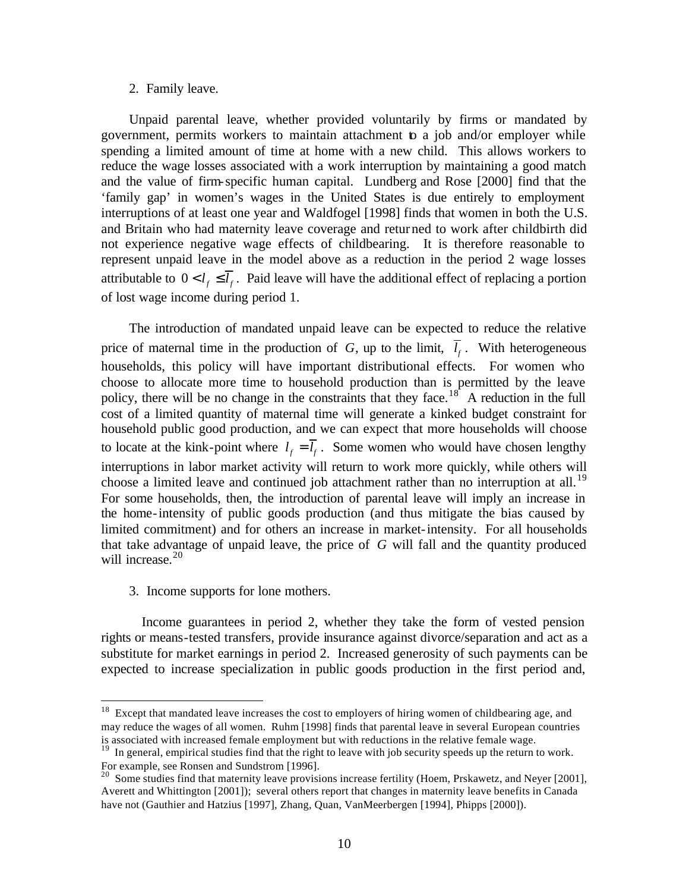2. Family leave.

Unpaid parental leave, whether provided voluntarily by firms or mandated by government, permits workers to maintain attachment to a job and/or employer while spending a limited amount of time at home with a new child. This allows workers to reduce the wage losses associated with a work interruption by maintaining a good match and the value of firm-specific human capital. Lundberg and Rose [2000] find that the 'family gap' in women's wages in the United States is due entirely to employment interruptions of at least one year and Waldfogel [1998] finds that women in both the U.S. and Britain who had maternity leave coverage and returned to work after childbirth did not experience negative wage effects of childbearing. It is therefore reasonable to represent unpaid leave in the model above as a reduction in the period 2 wage losses attributable to $0 < l_f \leq \overline{l_f}$. Paid leave will have the additional effect of replacing a portion of lost wage income during period 1.

The introduction of mandated unpaid leave can be expected to reduce the relative price of maternal time in the production of $G$, up to the limit, $\overline{l_f}$. With heterogeneous households, this policy will have important distributional effects. For women who choose to allocate more time to household production than is permitted by the leave policy, there will be no change in the constraints that they face.[18] A reduction in the full cost of a limited quantity of maternal time will generate a kinked budget constraint for household public good production, and we can expect that more households will choose to locate at the kink-point where $l_f = \overline{l_f}$. Some women who would have chosen lengthy interruptions in labor market activity will return to work more quickly, while others will choose a limited leave and continued job attachment rather than no interruption at all.[19] For some households, then, the introduction of parental leave will imply an increase in the home-intensity of public goods production (and thus mitigate the bias caused by limited commitment) and for others an increase in market-intensity. For all households that take advantage of unpaid leave, the price of $G$ will fall and the quantity produced will increase.[20]

3. Income supports for lone mothers.

Income guarantees in period 2, whether they take the form of vested pension rights or means-tested transfers, provide insurance against divorce/separation and act as a substitute for market earnings in period 2. Increased generosity of such payments can be expected to increase specialization in public goods production in the first period and,

---

[18] Except that mandated leave increases the cost to employers of hiring women of childbearing age, and may reduce the wages of all women. Ruhm [1998] finds that parental leave in several European countries is associated with increased female employment but with reductions in the relative female wage.

[19] In general, empirical studies find that the right to leave with job security speeds up the return to work. For example, see Ronsen and Sundstrom [1996].

[20] Some studies find that maternity leave provisions increase fertility (Hoem, Prskawetz, and Neyer [2001], Averett and Whittington [2001]); several others report that changes in maternity leave benefits in Canada have not (Gauthier and Hatzius [1997], Zhang, Quan, VanMeerbergen [1994], Phipps [2000]).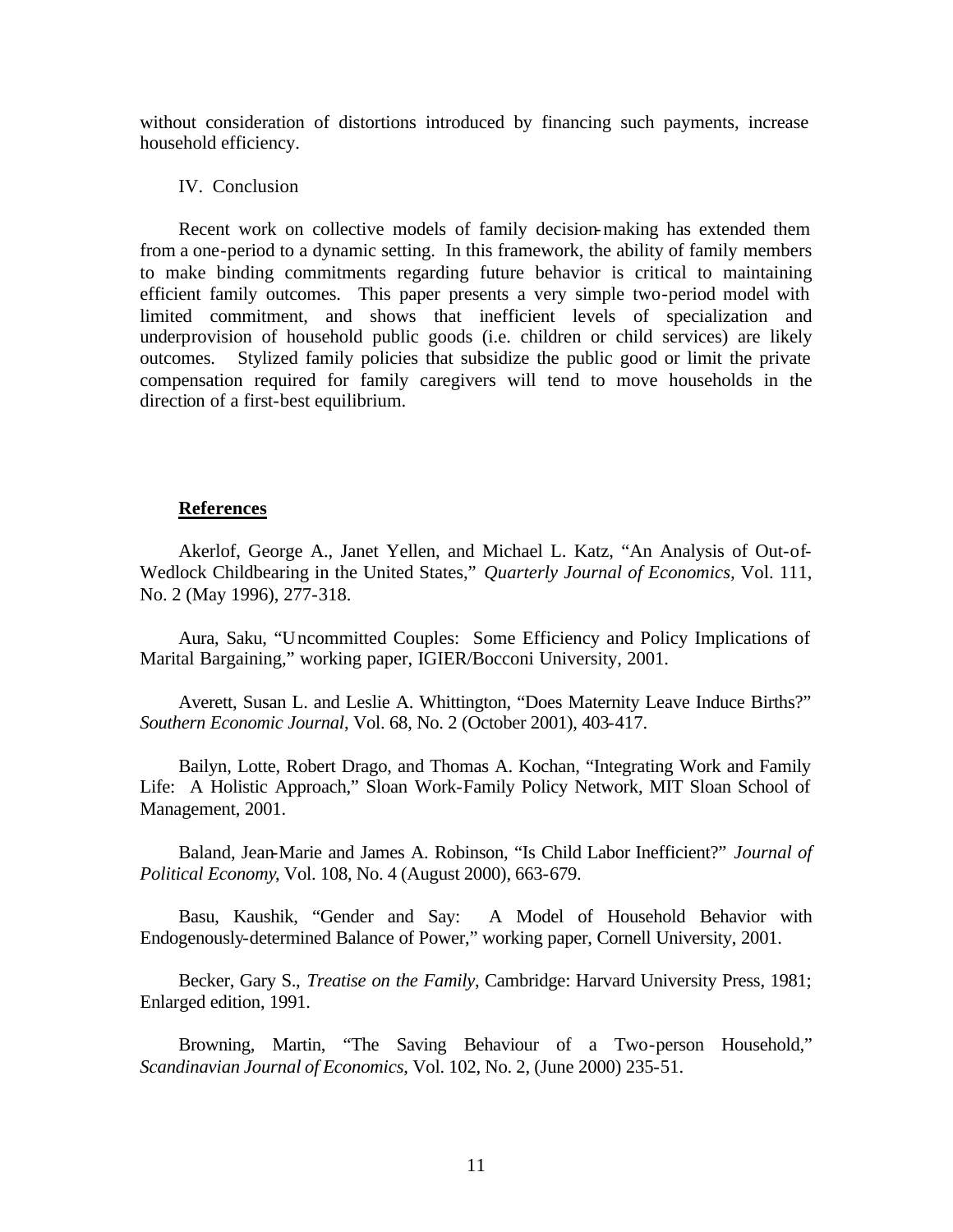without consideration of distortions introduced by financing such payments, increase household efficiency.

## IV. Conclusion

Recent work on collective models of family decision-making has extended them from a one-period to a dynamic setting. In this framework, the ability of family members to make binding commitments regarding future behavior is critical to maintaining efficient family outcomes. This paper presents a very simple two-period model with limited commitment, and shows that inefficient levels of specialization and underprovision of household public goods (i.e. children or child services) are likely outcomes. Stylized family policies that subsidize the public good or limit the private compensation required for family caregivers will tend to move households in the direction of a first-best equilibrium.

## **References**

Akerlof, George A., Janet Yellen, and Michael L. Katz, "An Analysis of Out-of-Wedlock Childbearing in the United States," *Quarterly Journal of Economics,* Vol. 111, No. 2 (May 1996), 277-318.

Aura, Saku, "Uncommitted Couples: Some Efficiency and Policy Implications of Marital Bargaining," working paper, IGIER/Bocconi University, 2001.

Averett, Susan L. and Leslie A. Whittington, "Does Maternity Leave Induce Births?" *Southern Economic Journal*, Vol. 68, No. 2 (October 2001), 403-417.

Bailyn, Lotte, Robert Drago, and Thomas A. Kochan, "Integrating Work and Family Life: A Holistic Approach," Sloan Work-Family Policy Network, MIT Sloan School of Management, 2001.

Baland, Jean-Marie and James A. Robinson, "Is Child Labor Inefficient?" *Journal of Political Economy*, Vol. 108, No. 4 (August 2000), 663-679.

Basu, Kaushik, "Gender and Say: A Model of Household Behavior with Endogenously-determined Balance of Power," working paper, Cornell University, 2001.

Becker, Gary S., *Treatise on the Family*, Cambridge: Harvard University Press, 1981; Enlarged edition, 1991.

Browning, Martin, "The Saving Behaviour of a Two-person Household," *Scandinavian Journal of Economics*, Vol. 102, No. 2, (June 2000) 235-51.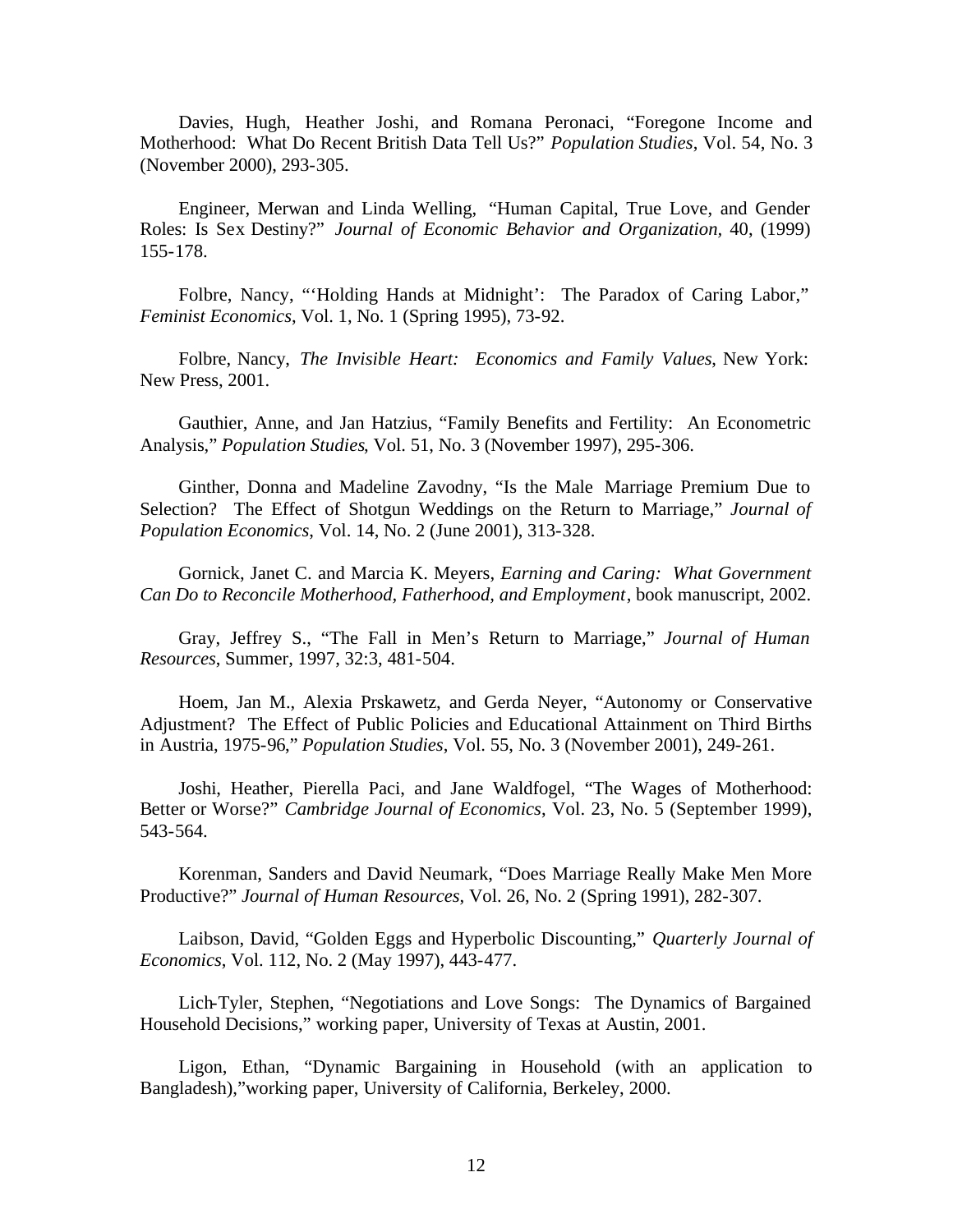Davies, Hugh, Heather Joshi, and Romana Peronaci, "Foregone Income and Motherhood: What Do Recent British Data Tell Us?" *Population Studies*, Vol. 54, No. 3 (November 2000), 293-305.

Engineer, Merwan and Linda Welling, "Human Capital, True Love, and Gender Roles: Is Sex Destiny?" *Journal of Economic Behavior and Organization,* 40, (1999) 155-178.

Folbre, Nancy, "'Holding Hands at Midnight': The Paradox of Caring Labor," *Feminist Economics*, Vol. 1, No. 1 (Spring 1995), 73-92.

Folbre, Nancy, *The Invisible Heart: Economics and Family Values*, New York: New Press, 2001.

Gauthier, Anne, and Jan Hatzius, "Family Benefits and Fertility: An Econometric Analysis," *Population Studies*, Vol. 51, No. 3 (November 1997), 295-306.

Ginther, Donna and Madeline Zavodny, "Is the Male Marriage Premium Due to Selection? The Effect of Shotgun Weddings on the Return to Marriage," *Journal of Population Economics*, Vol. 14, No. 2 (June 2001), 313-328.

Gornick, Janet C. and Marcia K. Meyers, *Earning and Caring: What Government Can Do to Reconcile Motherhood, Fatherhood, and Employment*, book manuscript, 2002.

Gray, Jeffrey S., "The Fall in Men's Return to Marriage," *Journal of Human Resources*, Summer, 1997, 32:3, 481-504.

Hoem, Jan M., Alexia Prskawetz, and Gerda Neyer, "Autonomy or Conservative Adjustment? The Effect of Public Policies and Educational Attainment on Third Births in Austria, 1975-96," *Population Studies*, Vol. 55, No. 3 (November 2001), 249-261.

Joshi, Heather, Pierella Paci, and Jane Waldfogel, "The Wages of Motherhood: Better or Worse?" *Cambridge Journal of Economics*, Vol. 23, No. 5 (September 1999), 543-564.

Korenman, Sanders and David Neumark, "Does Marriage Really Make Men More Productive?" *Journal of Human Resources*, Vol. 26, No. 2 (Spring 1991), 282-307.

Laibson, David, "Golden Eggs and Hyperbolic Discounting," *Quarterly Journal of Economics*, Vol. 112, No. 2 (May 1997), 443-477.

Lich-Tyler, Stephen, "Negotiations and Love Songs: The Dynamics of Bargained Household Decisions," working paper, University of Texas at Austin, 2001.

Ligon, Ethan, "Dynamic Bargaining in Household (with an application to Bangladesh),"working paper, University of California, Berkeley, 2000.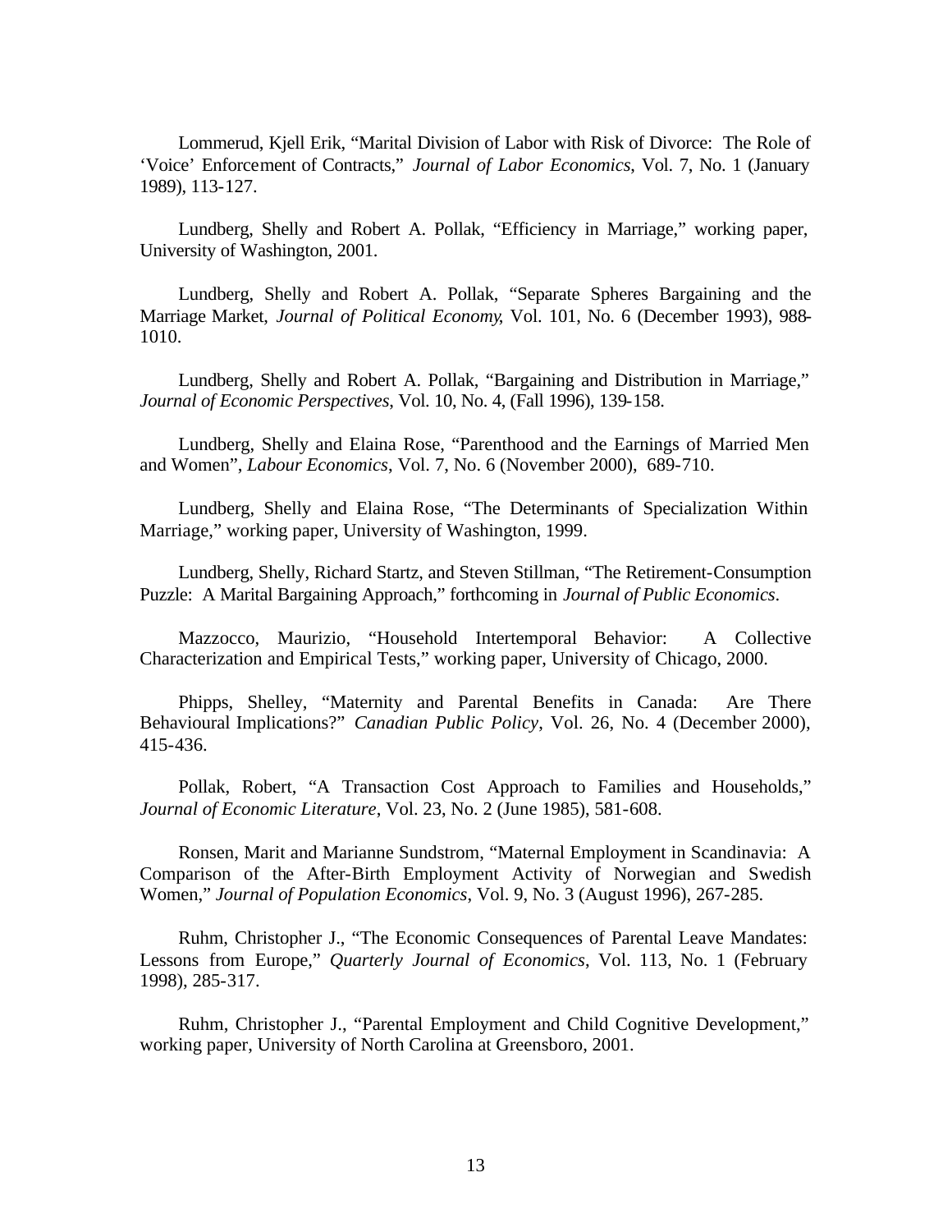Lommerud, Kjell Erik, “Marital Division of Labor with Risk of Divorce: The Role of ‘Voice’ Enforcement of Contracts,” *Journal of Labor Economics*, Vol. 7, No. 1 (January 1989), 113-127.

Lundberg, Shelly and Robert A. Pollak, “Efficiency in Marriage,” working paper, University of Washington, 2001.

Lundberg, Shelly and Robert A. Pollak, “Separate Spheres Bargaining and the Marriage Market, *Journal of Political Economy*, Vol. 101, No. 6 (December 1993), 988-1010.

Lundberg, Shelly and Robert A. Pollak, “Bargaining and Distribution in Marriage,” *Journal of Economic Perspectives*, Vol. 10, No. 4, (Fall 1996), 139-158.

Lundberg, Shelly and Elaina Rose, “Parenthood and the Earnings of Married Men and Women”, *Labour Economics*, Vol. 7, No. 6 (November 2000), 689-710.

Lundberg, Shelly and Elaina Rose, “The Determinants of Specialization Within Marriage,” working paper, University of Washington, 1999.

Lundberg, Shelly, Richard Startz, and Steven Stillman, “The Retirement-Consumption Puzzle: A Marital Bargaining Approach,” forthcoming in *Journal of Public Economics*.

Mazzocco, Maurizio, “Household Intertemporal Behavior: A Collective Characterization and Empirical Tests,” working paper, University of Chicago, 2000.

Phipps, Shelley, “Maternity and Parental Benefits in Canada: Are There Behavioural Implications?” *Canadian Public Policy*, Vol. 26, No. 4 (December 2000), 415-436.

Pollak, Robert, “A Transaction Cost Approach to Families and Households,” *Journal of Economic Literature*, Vol. 23, No. 2 (June 1985), 581-608.

Ronsen, Marit and Marianne Sundstrom, “Maternal Employment in Scandinavia: A Comparison of the After-Birth Employment Activity of Norwegian and Swedish Women,” *Journal of Population Economics*, Vol. 9, No. 3 (August 1996), 267-285.

Ruhm, Christopher J., “The Economic Consequences of Parental Leave Mandates: Lessons from Europe,” *Quarterly Journal of Economics*, Vol. 113, No. 1 (February 1998), 285-317.

Ruhm, Christopher J., “Parental Employment and Child Cognitive Development,” working paper, University of North Carolina at Greensboro, 2001.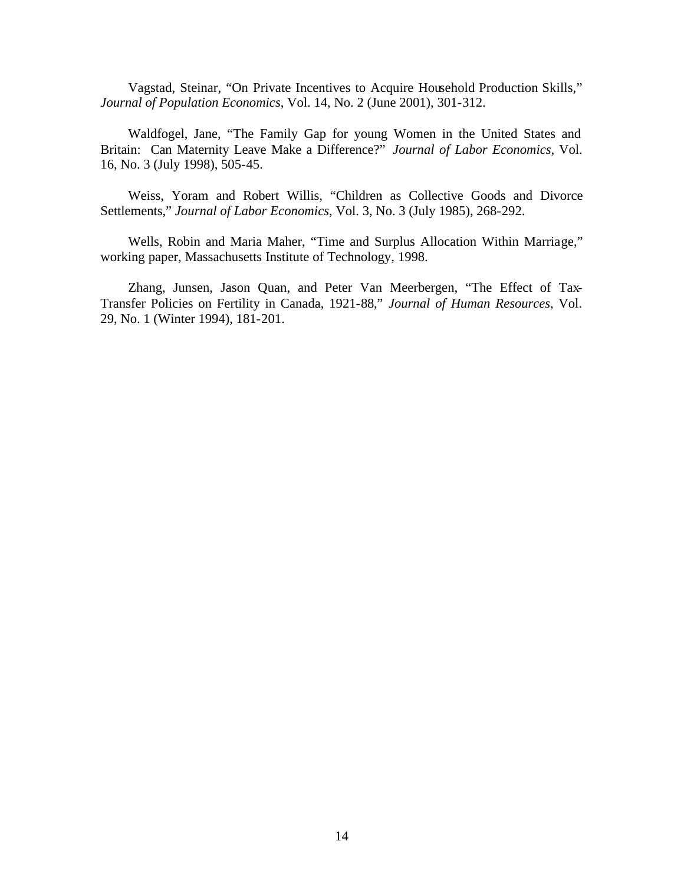Vagstad, Steinar, “On Private Incentives to Acquire Household Production Skills,” *Journal of Population Economics*, Vol. 14, No. 2 (June 2001), 301-312.

Waldfogel, Jane, “The Family Gap for young Women in the United States and Britain: Can Maternity Leave Make a Difference?” *Journal of Labor Economics*, Vol. 16, No. 3 (July 1998), 505-45.

Weiss, Yoram and Robert Willis, “Children as Collective Goods and Divorce Settlements,” *Journal of Labor Economics*, Vol. 3, No. 3 (July 1985), 268-292.

Wells, Robin and Maria Maher, “Time and Surplus Allocation Within Marriage,” working paper, Massachusetts Institute of Technology, 1998.

Zhang, Junsen, Jason Quan, and Peter Van Meerbergen, “The Effect of Tax-Transfer Policies on Fertility in Canada, 1921-88,” *Journal of Human Resources*, Vol. 29, No. 1 (Winter 1994), 181-201.